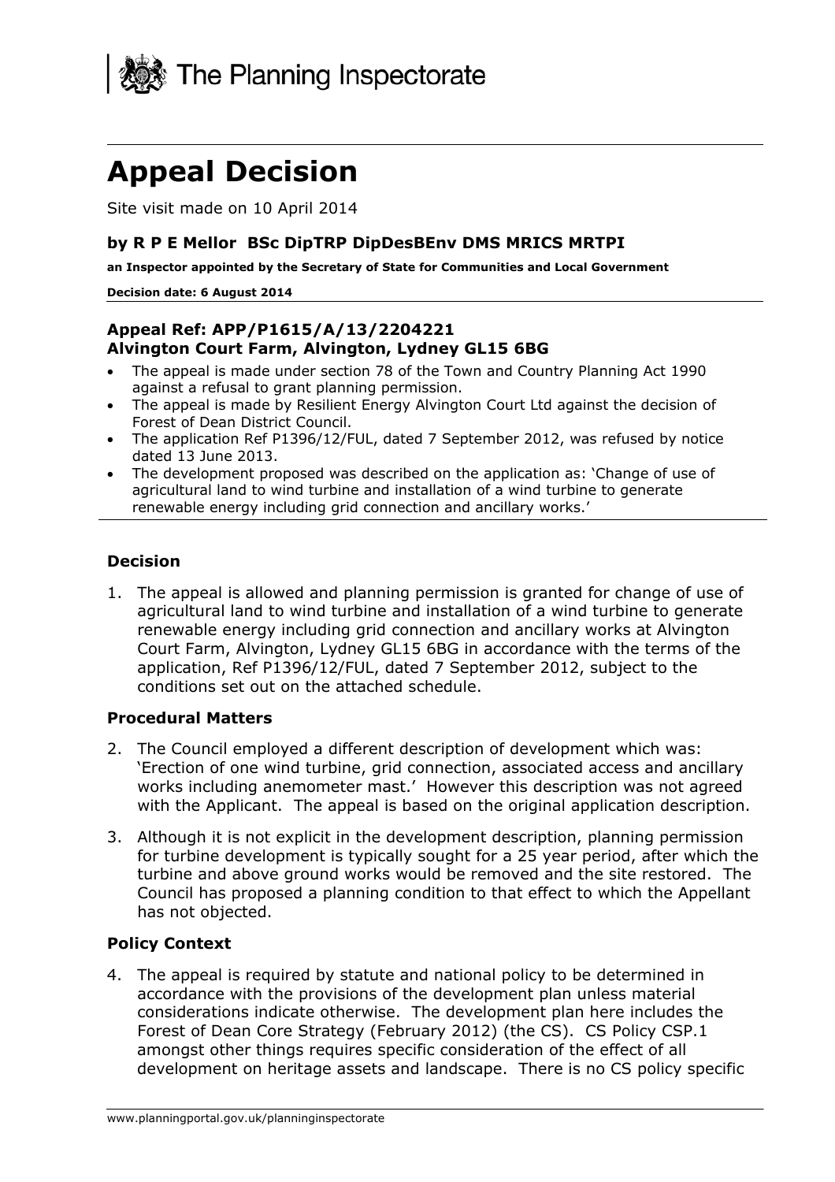The Planning Inspectorate

# Appeal Decision

Site visit made on 10 April 2014

**by R P E Mellor BSc DipTRP DipDesBEnv DMS MRICS MRTPI**

**an Inspector appointed by the Secretary of State for Communities and Local Government**

**Decision date: 6 August 2014**

**Appeal Ref: APP/P1615/A/13/2204221**
**Alvington Court Farm, Alvington, Lydney GL15 6BG**

- The appeal is made under section 78 of the Town and Country Planning Act 1990 against a refusal to grant planning permission.
- The appeal is made by Resilient Energy Alvington Court Ltd against the decision of Forest of Dean District Council.
- The application Ref P1396/12/FUL, dated 7 September 2012, was refused by notice dated 13 June 2013.
- The development proposed was described on the application as: 'Change of use of agricultural land to wind turbine and installation of a wind turbine to generate renewable energy including grid connection and ancillary works.'

### Decision

1. The appeal is allowed and planning permission is granted for change of use of agricultural land to wind turbine and installation of a wind turbine to generate renewable energy including grid connection and ancillary works at Alvington Court Farm, Alvington, Lydney GL15 6BG in accordance with the terms of the application, Ref P1396/12/FUL, dated 7 September 2012, subject to the conditions set out on the attached schedule.

### Procedural Matters

2. The Council employed a different description of development which was: 'Erection of one wind turbine, grid connection, associated access and ancillary works including anemometer mast.' However this description was not agreed with the Applicant. The appeal is based on the original application description.

3. Although it is not explicit in the development description, planning permission for turbine development is typically sought for a 25 year period, after which the turbine and above ground works would be removed and the site restored. The Council has proposed a planning condition to that effect to which the Appellant has not objected.

### Policy Context

4. The appeal is required by statute and national policy to be determined in accordance with the provisions of the development plan unless material considerations indicate otherwise. The development plan here includes the Forest of Dean Core Strategy (February 2012) (the CS). CS Policy CSP.1 amongst other things requires specific consideration of the effect of all development on heritage assets and landscape. There is no CS policy specific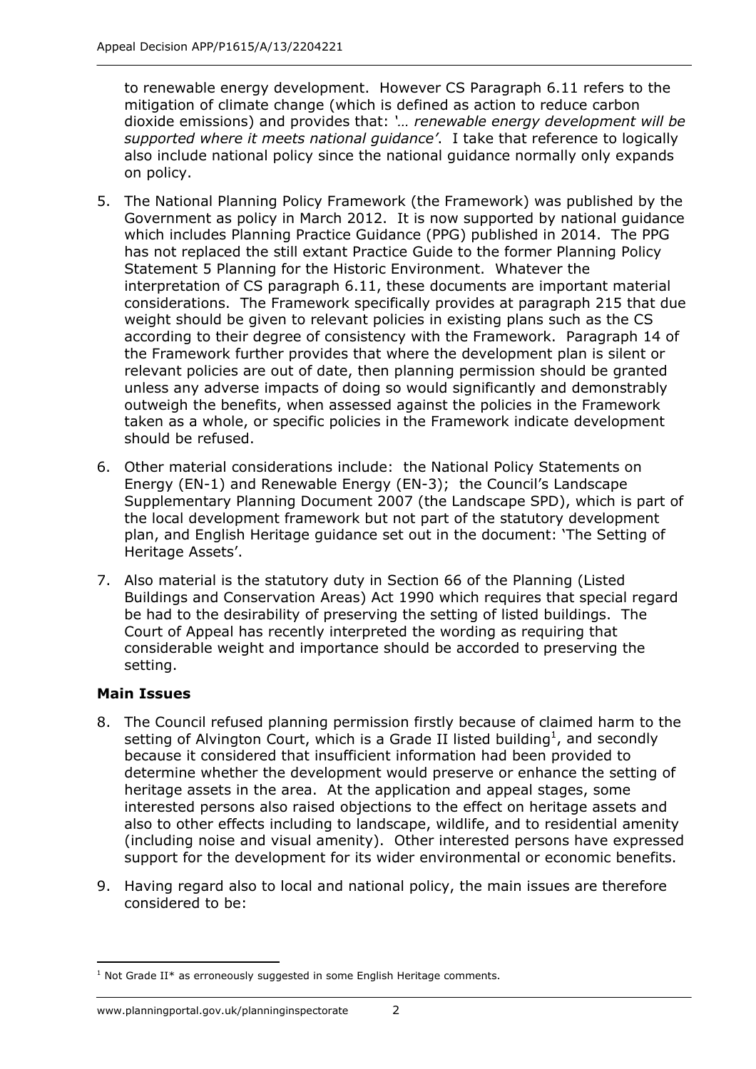to renewable energy development. However CS Paragraph 6.11 refers to the mitigation of climate change (which is defined as action to reduce carbon dioxide emissions) and provides that: *'… renewable energy development will be supported where it meets national guidance'*. I take that reference to logically also include national policy since the national guidance normally only expands on policy.

5. The National Planning Policy Framework (the Framework) was published by the Government as policy in March 2012. It is now supported by national guidance which includes Planning Practice Guidance (PPG) published in 2014. The PPG has not replaced the still extant Practice Guide to the former Planning Policy Statement 5 Planning for the Historic Environment. Whatever the interpretation of CS paragraph 6.11, these documents are important material considerations. The Framework specifically provides at paragraph 215 that due weight should be given to relevant policies in existing plans such as the CS according to their degree of consistency with the Framework. Paragraph 14 of the Framework further provides that where the development plan is silent or relevant policies are out of date, then planning permission should be granted unless any adverse impacts of doing so would significantly and demonstrably outweigh the benefits, when assessed against the policies in the Framework taken as a whole, or specific policies in the Framework indicate development should be refused.

6. Other material considerations include: the National Policy Statements on Energy (EN-1) and Renewable Energy (EN-3); the Council's Landscape Supplementary Planning Document 2007 (the Landscape SPD), which is part of the local development framework but not part of the statutory development plan, and English Heritage guidance set out in the document: 'The Setting of Heritage Assets'.

7. Also material is the statutory duty in Section 66 of the Planning (Listed Buildings and Conservation Areas) Act 1990 which requires that special regard be had to the desirability of preserving the setting of listed buildings. The Court of Appeal has recently interpreted the wording as requiring that considerable weight and importance should be accorded to preserving the setting.

## Main Issues

8. The Council refused planning permission firstly because of claimed harm to the setting of Alvington Court, which is a Grade II listed building[1], and secondly because it considered that insufficient information had been provided to determine whether the development would preserve or enhance the setting of heritage assets in the area. At the application and appeal stages, some interested persons also raised objections to the effect on heritage assets and also to other effects including to landscape, wildlife, and to residential amenity (including noise and visual amenity). Other interested persons have expressed support for the development for its wider environmental or economic benefits.

9. Having regard also to local and national policy, the main issues are therefore considered to be:

[1] Not Grade II* as erroneously suggested in some English Heritage comments.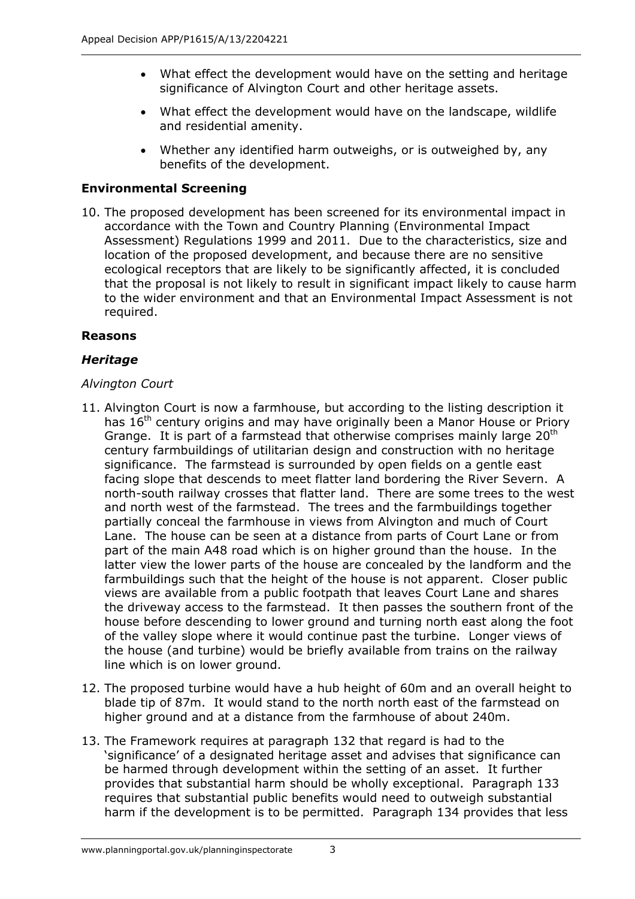- What effect the development would have on the setting and heritage significance of Alvington Court and other heritage assets.
- What effect the development would have on the landscape, wildlife and residential amenity.
- Whether any identified harm outweighs, or is outweighed by, any benefits of the development.

**Environmental Screening**

10. The proposed development has been screened for its environmental impact in accordance with the Town and Country Planning (Environmental Impact Assessment) Regulations 1999 and 2011. Due to the characteristics, size and location of the proposed development, and because there are no sensitive ecological receptors that are likely to be significantly affected, it is concluded that the proposal is not likely to result in significant impact likely to cause harm to the wider environment and that an Environmental Impact Assessment is not required.

**Reasons**

***Heritage***

*Alvington Court*

11. Alvington Court is now a farmhouse, but according to the listing description it has 16th century origins and may have originally been a Manor House or Priory Grange. It is part of a farmstead that otherwise comprises mainly large 20th century farmbuildings of utilitarian design and construction with no heritage significance. The farmstead is surrounded by open fields on a gentle east facing slope that descends to meet flatter land bordering the River Severn. A north-south railway crosses that flatter land. There are some trees to the west and north west of the farmstead. The trees and the farmbuildings together partially conceal the farmhouse in views from Alvington and much of Court Lane. The house can be seen at a distance from parts of Court Lane or from part of the main A48 road which is on higher ground than the house. In the latter view the lower parts of the house are concealed by the landform and the farmbuildings such that the height of the house is not apparent. Closer public views are available from a public footpath that leaves Court Lane and shares the driveway access to the farmstead. It then passes the southern front of the house before descending to lower ground and turning north east along the foot of the valley slope where it would continue past the turbine. Longer views of the house (and turbine) would be briefly available from trains on the railway line which is on lower ground.

12. The proposed turbine would have a hub height of 60m and an overall height to blade tip of 87m. It would stand to the north north east of the farmstead on higher ground and at a distance from the farmhouse of about 240m.

13. The Framework requires at paragraph 132 that regard is had to the 'significance' of a designated heritage asset and advises that significance can be harmed through development within the setting of an asset. It further provides that substantial harm should be wholly exceptional. Paragraph 133 requires that substantial public benefits would need to outweigh substantial harm if the development is to be permitted. Paragraph 134 provides that less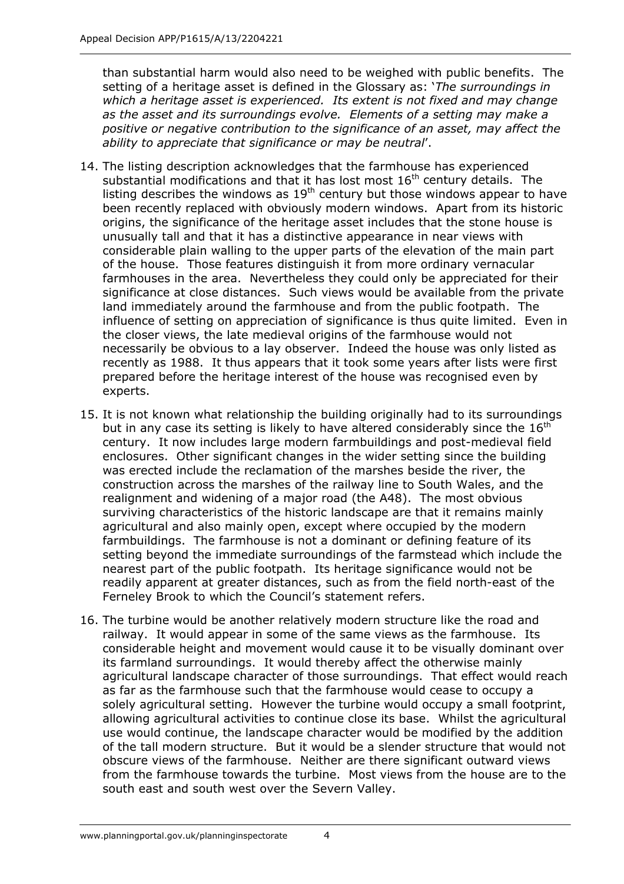than substantial harm would also need to be weighed with public benefits. The setting of a heritage asset is defined in the Glossary as: '*The surroundings in which a heritage asset is experienced. Its extent is not fixed and may change as the asset and its surroundings evolve. Elements of a setting may make a positive or negative contribution to the significance of an asset, may affect the ability to appreciate that significance or may be neutral*'.

14. The listing description acknowledges that the farmhouse has experienced substantial modifications and that it has lost most 16th century details. The listing describes the windows as 19th century but those windows appear to have been recently replaced with obviously modern windows. Apart from its historic origins, the significance of the heritage asset includes that the stone house is unusually tall and that it has a distinctive appearance in near views with considerable plain walling to the upper parts of the elevation of the main part of the house. Those features distinguish it from more ordinary vernacular farmhouses in the area. Nevertheless they could only be appreciated for their significance at close distances. Such views would be available from the private land immediately around the farmhouse and from the public footpath. The influence of setting on appreciation of significance is thus quite limited. Even in the closer views, the late medieval origins of the farmhouse would not necessarily be obvious to a lay observer. Indeed the house was only listed as recently as 1988. It thus appears that it took some years after lists were first prepared before the heritage interest of the house was recognised even by experts.

15. It is not known what relationship the building originally had to its surroundings but in any case its setting is likely to have altered considerably since the 16th century. It now includes large modern farmbuildings and post-medieval field enclosures. Other significant changes in the wider setting since the building was erected include the reclamation of the marshes beside the river, the construction across the marshes of the railway line to South Wales, and the realignment and widening of a major road (the A48). The most obvious surviving characteristics of the historic landscape are that it remains mainly agricultural and also mainly open, except where occupied by the modern farmbuildings. The farmhouse is not a dominant or defining feature of its setting beyond the immediate surroundings of the farmstead which include the nearest part of the public footpath. Its heritage significance would not be readily apparent at greater distances, such as from the field north-east of the Ferneley Brook to which the Council's statement refers.

16. The turbine would be another relatively modern structure like the road and railway. It would appear in some of the same views as the farmhouse. Its considerable height and movement would cause it to be visually dominant over its farmland surroundings. It would thereby affect the otherwise mainly agricultural landscape character of those surroundings. That effect would reach as far as the farmhouse such that the farmhouse would cease to occupy a solely agricultural setting. However the turbine would occupy a small footprint, allowing agricultural activities to continue close its base. Whilst the agricultural use would continue, the landscape character would be modified by the addition of the tall modern structure. But it would be a slender structure that would not obscure views of the farmhouse. Neither are there significant outward views from the farmhouse towards the turbine. Most views from the house are to the south east and south west over the Severn Valley.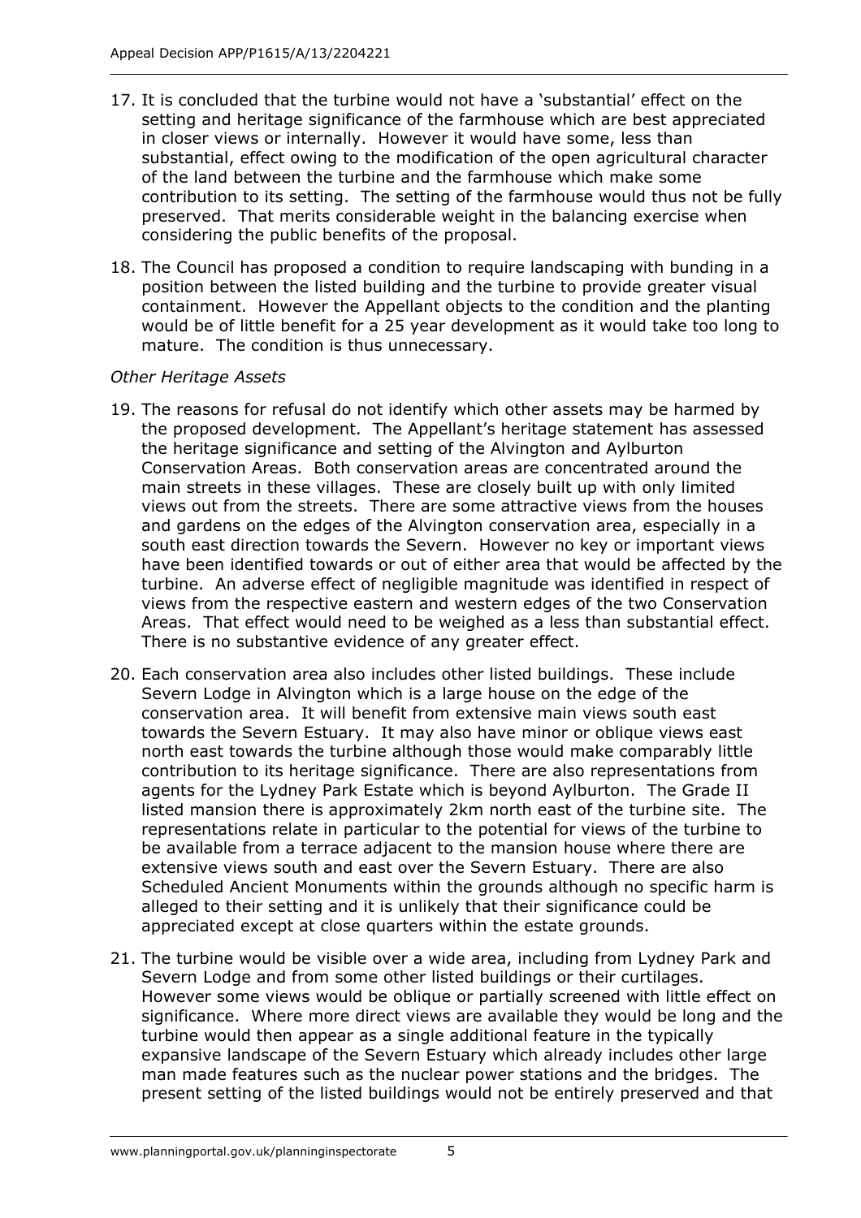17. It is concluded that the turbine would not have a 'substantial' effect on the setting and heritage significance of the farmhouse which are best appreciated in closer views or internally. However it would have some, less than substantial, effect owing to the modification of the open agricultural character of the land between the turbine and the farmhouse which make some contribution to its setting. The setting of the farmhouse would thus not be fully preserved. That merits considerable weight in the balancing exercise when considering the public benefits of the proposal.

18. The Council has proposed a condition to require landscaping with bunding in a position between the listed building and the turbine to provide greater visual containment. However the Appellant objects to the condition and the planting would be of little benefit for a 25 year development as it would take too long to mature. The condition is thus unnecessary.

*Other Heritage Assets*

19. The reasons for refusal do not identify which other assets may be harmed by the proposed development. The Appellant's heritage statement has assessed the heritage significance and setting of the Alvington and Aylburton Conservation Areas. Both conservation areas are concentrated around the main streets in these villages. These are closely built up with only limited views out from the streets. There are some attractive views from the houses and gardens on the edges of the Alvington conservation area, especially in a south east direction towards the Severn. However no key or important views have been identified towards or out of either area that would be affected by the turbine. An adverse effect of negligible magnitude was identified in respect of views from the respective eastern and western edges of the two Conservation Areas. That effect would need to be weighed as a less than substantial effect. There is no substantive evidence of any greater effect.

20. Each conservation area also includes other listed buildings. These include Severn Lodge in Alvington which is a large house on the edge of the conservation area. It will benefit from extensive main views south east towards the Severn Estuary. It may also have minor or oblique views east north east towards the turbine although those would make comparably little contribution to its heritage significance. There are also representations from agents for the Lydney Park Estate which is beyond Aylburton. The Grade II listed mansion there is approximately 2km north east of the turbine site. The representations relate in particular to the potential for views of the turbine to be available from a terrace adjacent to the mansion house where there are extensive views south and east over the Severn Estuary. There are also Scheduled Ancient Monuments within the grounds although no specific harm is alleged to their setting and it is unlikely that their significance could be appreciated except at close quarters within the estate grounds.

21. The turbine would be visible over a wide area, including from Lydney Park and Severn Lodge and from some other listed buildings or their curtilages. However some views would be oblique or partially screened with little effect on significance. Where more direct views are available they would be long and the turbine would then appear as a single additional feature in the typically expansive landscape of the Severn Estuary which already includes other large man made features such as the nuclear power stations and the bridges. The present setting of the listed buildings would not be entirely preserved and that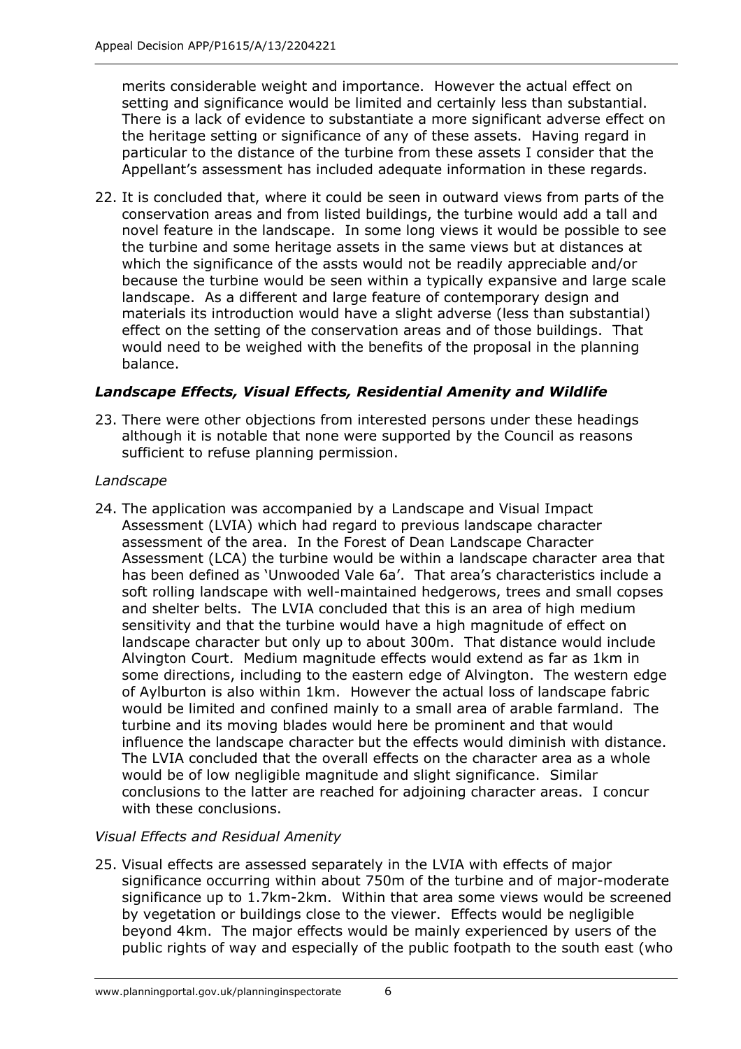merits considerable weight and importance. However the actual effect on setting and significance would be limited and certainly less than substantial. There is a lack of evidence to substantiate a more significant adverse effect on the heritage setting or significance of any of these assets. Having regard in particular to the distance of the turbine from these assets I consider that the Appellant's assessment has included adequate information in these regards.

22. It is concluded that, where it could be seen in outward views from parts of the conservation areas and from listed buildings, the turbine would add a tall and novel feature in the landscape. In some long views it would be possible to see the turbine and some heritage assets in the same views but at distances at which the significance of the assts would not be readily appreciable and/or because the turbine would be seen within a typically expansive and large scale landscape. As a different and large feature of contemporary design and materials its introduction would have a slight adverse (less than substantial) effect on the setting of the conservation areas and of those buildings. That would need to be weighed with the benefits of the proposal in the planning balance.

### *Landscape Effects, Visual Effects, Residential Amenity and Wildlife*

23. There were other objections from interested persons under these headings although it is notable that none were supported by the Council as reasons sufficient to refuse planning permission.

*Landscape*

24. The application was accompanied by a Landscape and Visual Impact Assessment (LVIA) which had regard to previous landscape character assessment of the area. In the Forest of Dean Landscape Character Assessment (LCA) the turbine would be within a landscape character area that has been defined as 'Unwooded Vale 6a'. That area's characteristics include a soft rolling landscape with well-maintained hedgerows, trees and small copses and shelter belts. The LVIA concluded that this is an area of high medium sensitivity and that the turbine would have a high magnitude of effect on landscape character but only up to about 300m. That distance would include Alvington Court. Medium magnitude effects would extend as far as 1km in some directions, including to the eastern edge of Alvington. The western edge of Aylburton is also within 1km. However the actual loss of landscape fabric would be limited and confined mainly to a small area of arable farmland. The turbine and its moving blades would here be prominent and that would influence the landscape character but the effects would diminish with distance. The LVIA concluded that the overall effects on the character area as a whole would be of low negligible magnitude and slight significance. Similar conclusions to the latter are reached for adjoining character areas. I concur with these conclusions.

*Visual Effects and Residual Amenity*

25. Visual effects are assessed separately in the LVIA with effects of major significance occurring within about 750m of the turbine and of major-moderate significance up to 1.7km-2km. Within that area some views would be screened by vegetation or buildings close to the viewer. Effects would be negligible beyond 4km. The major effects would be mainly experienced by users of the public rights of way and especially of the public footpath to the south east (who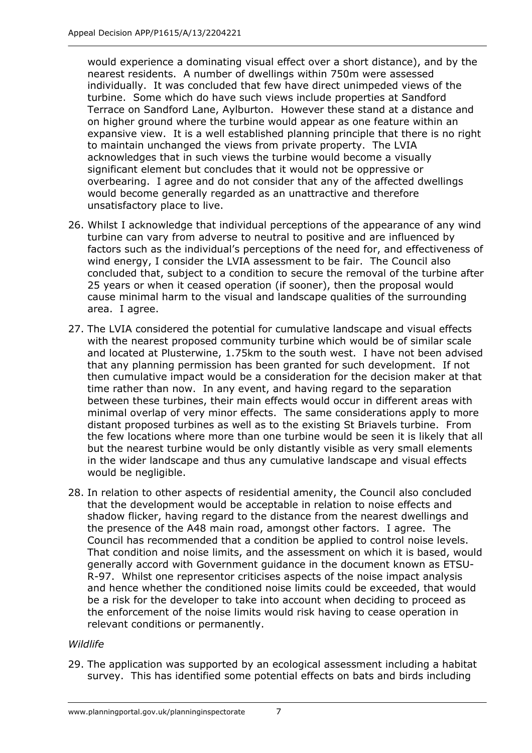would experience a dominating visual effect over a short distance), and by the nearest residents. A number of dwellings within 750m were assessed individually. It was concluded that few have direct unimpeded views of the turbine. Some which do have such views include properties at Sandford Terrace on Sandford Lane, Aylburton. However these stand at a distance and on higher ground where the turbine would appear as one feature within an expansive view. It is a well established planning principle that there is no right to maintain unchanged the views from private property. The LVIA acknowledges that in such views the turbine would become a visually significant element but concludes that it would not be oppressive or overbearing. I agree and do not consider that any of the affected dwellings would become generally regarded as an unattractive and therefore unsatisfactory place to live.

26. Whilst I acknowledge that individual perceptions of the appearance of any wind turbine can vary from adverse to neutral to positive and are influenced by factors such as the individual's perceptions of the need for, and effectiveness of wind energy, I consider the LVIA assessment to be fair. The Council also concluded that, subject to a condition to secure the removal of the turbine after 25 years or when it ceased operation (if sooner), then the proposal would cause minimal harm to the visual and landscape qualities of the surrounding area. I agree.

27. The LVIA considered the potential for cumulative landscape and visual effects with the nearest proposed community turbine which would be of similar scale and located at Plusterwine, 1.75km to the south west. I have not been advised that any planning permission has been granted for such development. If not then cumulative impact would be a consideration for the decision maker at that time rather than now. In any event, and having regard to the separation between these turbines, their main effects would occur in different areas with minimal overlap of very minor effects. The same considerations apply to more distant proposed turbines as well as to the existing St Briavels turbine. From the few locations where more than one turbine would be seen it is likely that all but the nearest turbine would be only distantly visible as very small elements in the wider landscape and thus any cumulative landscape and visual effects would be negligible.

28. In relation to other aspects of residential amenity, the Council also concluded that the development would be acceptable in relation to noise effects and shadow flicker, having regard to the distance from the nearest dwellings and the presence of the A48 main road, amongst other factors. I agree. The Council has recommended that a condition be applied to control noise levels. That condition and noise limits, and the assessment on which it is based, would generally accord with Government guidance in the document known as ETSU-R-97. Whilst one representor criticises aspects of the noise impact analysis and hence whether the conditioned noise limits could be exceeded, that would be a risk for the developer to take into account when deciding to proceed as the enforcement of the noise limits would risk having to cease operation in relevant conditions or permanently.

*Wildlife*

29. The application was supported by an ecological assessment including a habitat survey. This has identified some potential effects on bats and birds including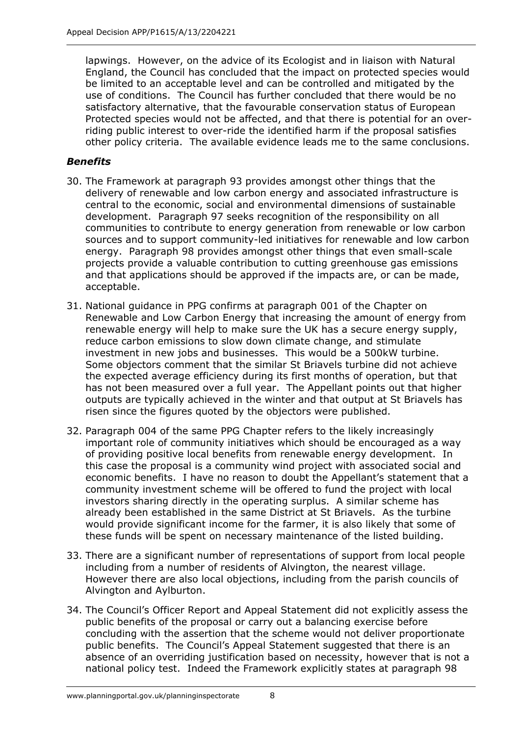lapwings. However, on the advice of its Ecologist and in liaison with Natural England, the Council has concluded that the impact on protected species would be limited to an acceptable level and can be controlled and mitigated by the use of conditions. The Council has further concluded that there would be no satisfactory alternative, that the favourable conservation status of European Protected species would not be affected, and that there is potential for an over-riding public interest to over-ride the identified harm if the proposal satisfies other policy criteria. The available evidence leads me to the same conclusions.

### *Benefits*

30. The Framework at paragraph 93 provides amongst other things that the delivery of renewable and low carbon energy and associated infrastructure is central to the economic, social and environmental dimensions of sustainable development. Paragraph 97 seeks recognition of the responsibility on all communities to contribute to energy generation from renewable or low carbon sources and to support community-led initiatives for renewable and low carbon energy. Paragraph 98 provides amongst other things that even small-scale projects provide a valuable contribution to cutting greenhouse gas emissions and that applications should be approved if the impacts are, or can be made, acceptable.

31. National guidance in PPG confirms at paragraph 001 of the Chapter on Renewable and Low Carbon Energy that increasing the amount of energy from renewable energy will help to make sure the UK has a secure energy supply, reduce carbon emissions to slow down climate change, and stimulate investment in new jobs and businesses. This would be a 500kW turbine. Some objectors comment that the similar St Briavels turbine did not achieve the expected average efficiency during its first months of operation, but that has not been measured over a full year. The Appellant points out that higher outputs are typically achieved in the winter and that output at St Briavels has risen since the figures quoted by the objectors were published.

32. Paragraph 004 of the same PPG Chapter refers to the likely increasingly important role of community initiatives which should be encouraged as a way of providing positive local benefits from renewable energy development. In this case the proposal is a community wind project with associated social and economic benefits. I have no reason to doubt the Appellant's statement that a community investment scheme will be offered to fund the project with local investors sharing directly in the operating surplus. A similar scheme has already been established in the same District at St Briavels. As the turbine would provide significant income for the farmer, it is also likely that some of these funds will be spent on necessary maintenance of the listed building.

33. There are a significant number of representations of support from local people including from a number of residents of Alvington, the nearest village. However there are also local objections, including from the parish councils of Alvington and Aylburton.

34. The Council's Officer Report and Appeal Statement did not explicitly assess the public benefits of the proposal or carry out a balancing exercise before concluding with the assertion that the scheme would not deliver proportionate public benefits. The Council's Appeal Statement suggested that there is an absence of an overriding justification based on necessity, however that is not a national policy test. Indeed the Framework explicitly states at paragraph 98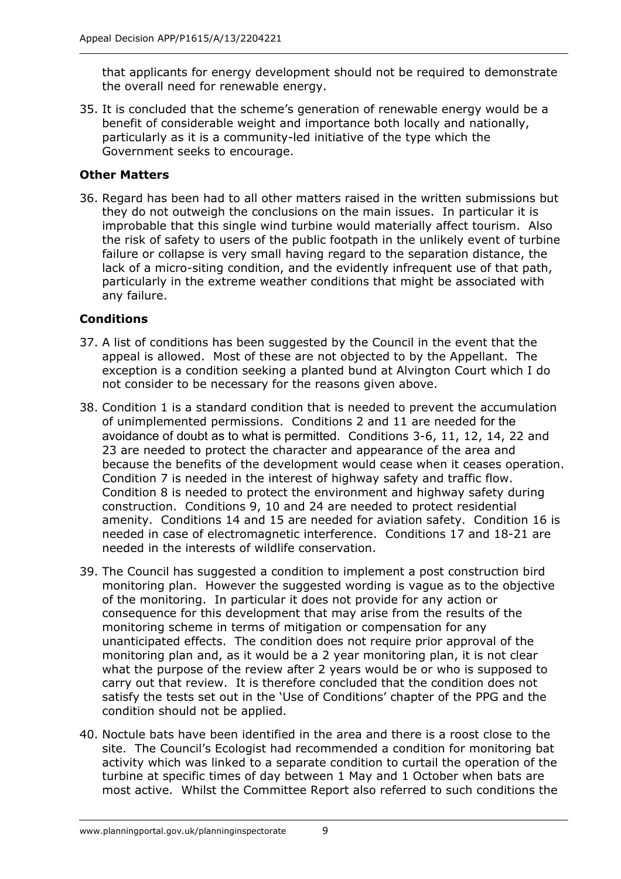that applicants for energy development should not be required to demonstrate the overall need for renewable energy.

35. It is concluded that the scheme's generation of renewable energy would be a benefit of considerable weight and importance both locally and nationally, particularly as it is a community-led initiative of the type which the Government seeks to encourage.

### Other Matters

36. Regard has been had to all other matters raised in the written submissions but they do not outweigh the conclusions on the main issues. In particular it is improbable that this single wind turbine would materially affect tourism. Also the risk of safety to users of the public footpath in the unlikely event of turbine failure or collapse is very small having regard to the separation distance, the lack of a micro-siting condition, and the evidently infrequent use of that path, particularly in the extreme weather conditions that might be associated with any failure.

### Conditions

37. A list of conditions has been suggested by the Council in the event that the appeal is allowed. Most of these are not objected to by the Appellant. The exception is a condition seeking a planted bund at Alvington Court which I do not consider to be necessary for the reasons given above.

38. Condition 1 is a standard condition that is needed to prevent the accumulation of unimplemented permissions. Conditions 2 and 11 are needed for the avoidance of doubt as to what is permitted. Conditions 3-6, 11, 12, 14, 22 and 23 are needed to protect the character and appearance of the area and because the benefits of the development would cease when it ceases operation. Condition 7 is needed in the interest of highway safety and traffic flow. Condition 8 is needed to protect the environment and highway safety during construction. Conditions 9, 10 and 24 are needed to protect residential amenity. Conditions 14 and 15 are needed for aviation safety. Condition 16 is needed in case of electromagnetic interference. Conditions 17 and 18-21 are needed in the interests of wildlife conservation.

39. The Council has suggested a condition to implement a post construction bird monitoring plan. However the suggested wording is vague as to the objective of the monitoring. In particular it does not provide for any action or consequence for this development that may arise from the results of the monitoring scheme in terms of mitigation or compensation for any unanticipated effects. The condition does not require prior approval of the monitoring plan and, as it would be a 2 year monitoring plan, it is not clear what the purpose of the review after 2 years would be or who is supposed to carry out that review. It is therefore concluded that the condition does not satisfy the tests set out in the 'Use of Conditions' chapter of the PPG and the condition should not be applied.

40. Noctule bats have been identified in the area and there is a roost close to the site. The Council's Ecologist had recommended a condition for monitoring bat activity which was linked to a separate condition to curtail the operation of the turbine at specific times of day between 1 May and 1 October when bats are most active. Whilst the Committee Report also referred to such conditions the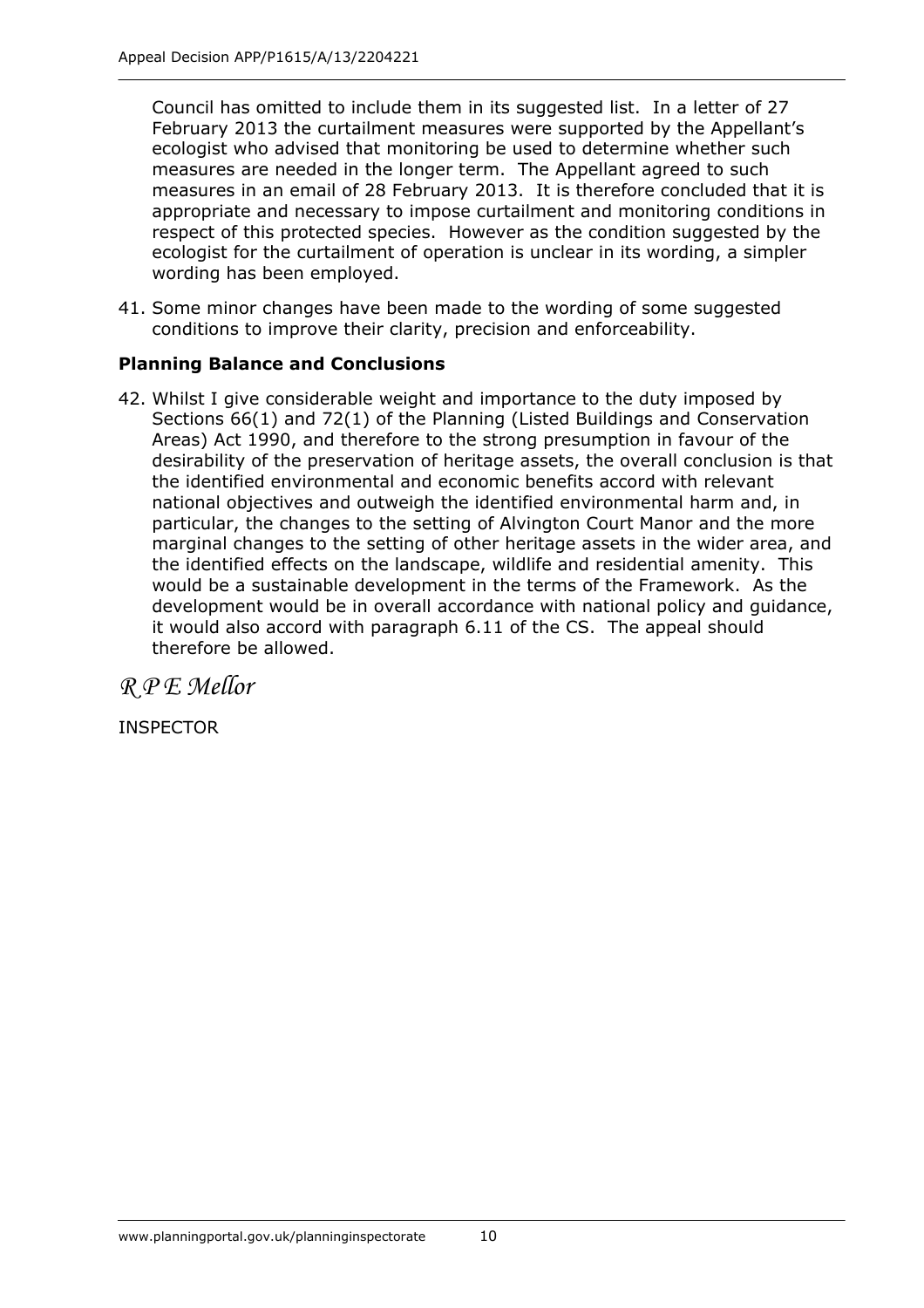Council has omitted to include them in its suggested list. In a letter of 27 February 2013 the curtailment measures were supported by the Appellant's ecologist who advised that monitoring be used to determine whether such measures are needed in the longer term. The Appellant agreed to such measures in an email of 28 February 2013. It is therefore concluded that it is appropriate and necessary to impose curtailment and monitoring conditions in respect of this protected species. However as the condition suggested by the ecologist for the curtailment of operation is unclear in its wording, a simpler wording has been employed.

41. Some minor changes have been made to the wording of some suggested conditions to improve their clarity, precision and enforceability.

## Planning Balance and Conclusions

42. Whilst I give considerable weight and importance to the duty imposed by Sections 66(1) and 72(1) of the Planning (Listed Buildings and Conservation Areas) Act 1990, and therefore to the strong presumption in favour of the desirability of the preservation of heritage assets, the overall conclusion is that the identified environmental and economic benefits accord with relevant national objectives and outweigh the identified environmental harm and, in particular, the changes to the setting of Alvington Court Manor and the more marginal changes to the setting of other heritage assets in the wider area, and the identified effects on the landscape, wildlife and residential amenity. This would be a sustainable development in the terms of the Framework. As the development would be in overall accordance with national policy and guidance, it would also accord with paragraph 6.11 of the CS. The appeal should therefore be allowed.

*R P E Mellor*

INSPECTOR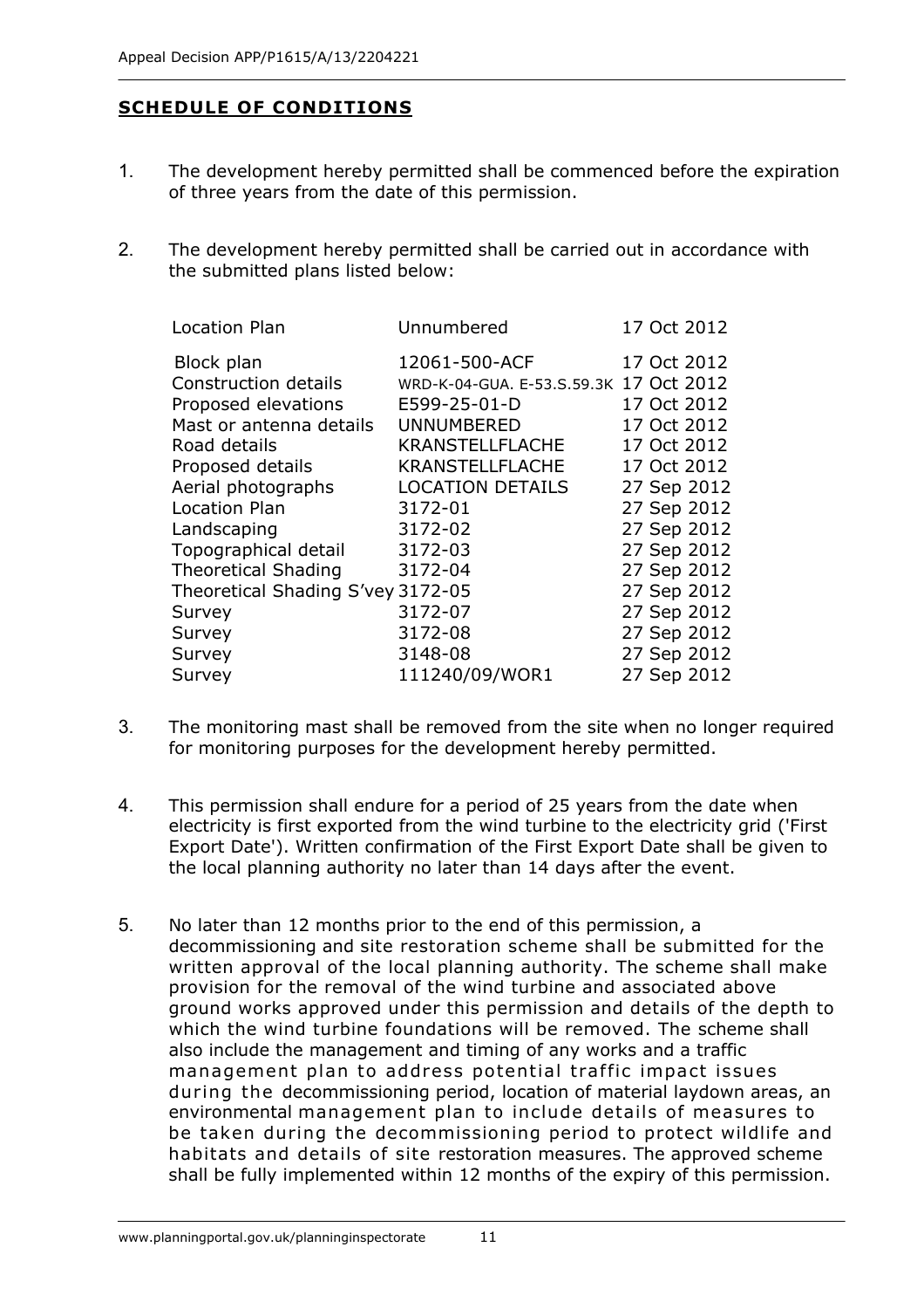## SCHEDULE OF CONDITIONS

1. The development hereby permitted shall be commenced before the expiration of three years from the date of this permission.

2. The development hereby permitted shall be carried out in accordance with the submitted plans listed below:

| | | |
|---|---|---|
| Location Plan | Unnumbered | 17 Oct 2012 |
| Block plan | 12061-500-ACF | 17 Oct 2012 |
| Construction details | WRD-K-04-GUA. E-53.S.59.3K | 17 Oct 2012 |
| Proposed elevations | E599-25-01-D | 17 Oct 2012 |
| Mast or antenna details | UNNUMBERED | 17 Oct 2012 |
| Road details | KRANSTELLFLACHE | 17 Oct 2012 |
| Proposed details | KRANSTELLFLACHE | 17 Oct 2012 |
| Aerial photographs | LOCATION DETAILS | 27 Sep 2012 |
| Location Plan | 3172-01 | 27 Sep 2012 |
| Landscaping | 3172-02 | 27 Sep 2012 |
| Topographical detail | 3172-03 | 27 Sep 2012 |
| Theoretical Shading | 3172-04 | 27 Sep 2012 |
| Theoretical Shading S'vey | 3172-05 | 27 Sep 2012 |
| Survey | 3172-07 | 27 Sep 2012 |
| Survey | 3172-08 | 27 Sep 2012 |
| Survey | 3148-08 | 27 Sep 2012 |
| Survey | 111240/09/WOR1 | 27 Sep 2012 |

3. The monitoring mast shall be removed from the site when no longer required for monitoring purposes for the development hereby permitted.

4. This permission shall endure for a period of 25 years from the date when electricity is first exported from the wind turbine to the electricity grid ('First Export Date'). Written confirmation of the First Export Date shall be given to the local planning authority no later than 14 days after the event.

5. No later than 12 months prior to the end of this permission, a decommissioning and site restoration scheme shall be submitted for the written approval of the local planning authority. The scheme shall make provision for the removal of the wind turbine and associated above ground works approved under this permission and details of the depth to which the wind turbine foundations will be removed. The scheme shall also include the management and timing of any works and a traffic management plan to address potential traffic impact issues during the decommissioning period, location of material laydown areas, an environmental management plan to include details of measures to be taken during the decommissioning period to protect wildlife and habitats and details of site restoration measures. The approved scheme shall be fully implemented within 12 months of the expiry of this permission.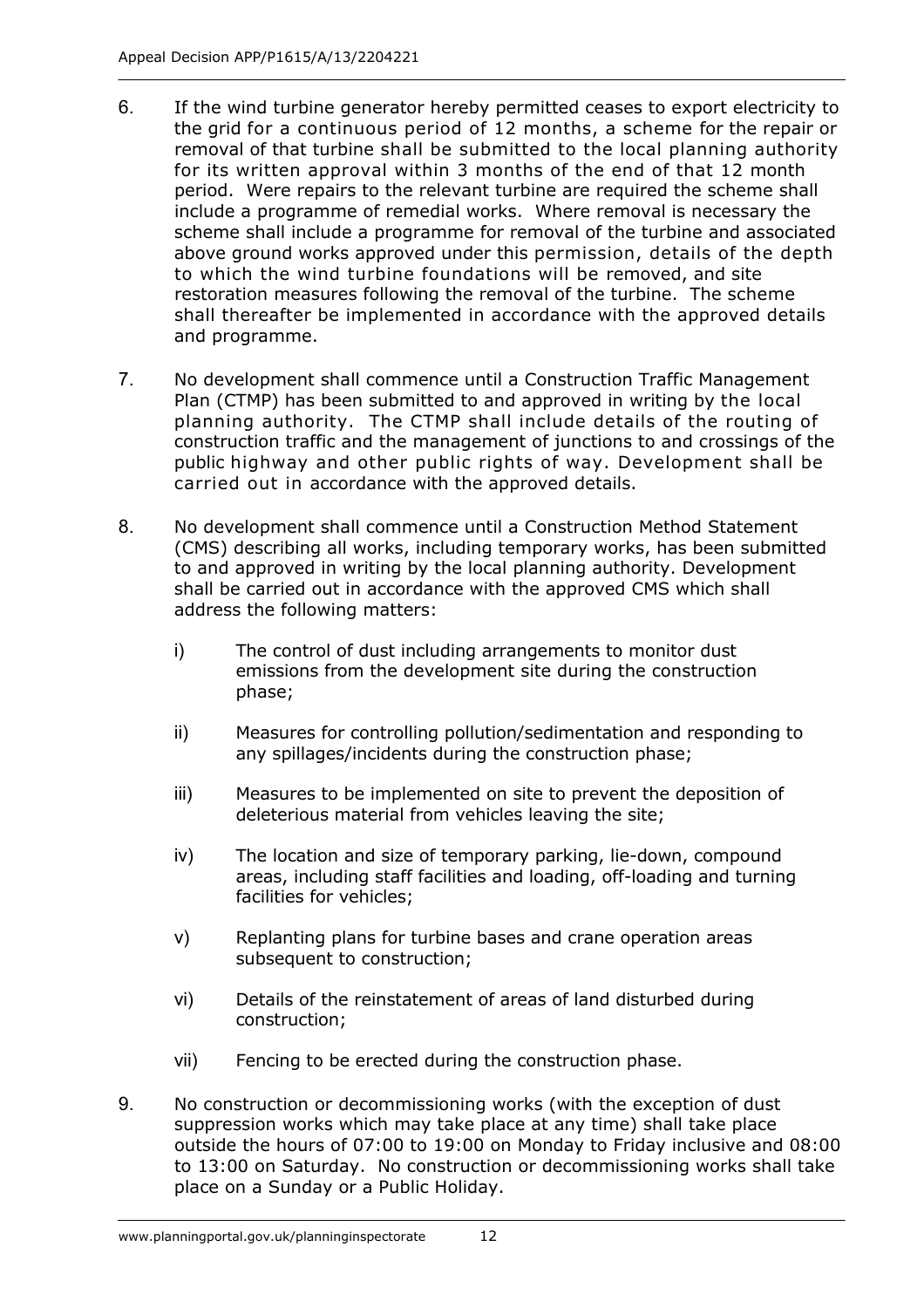6. If the wind turbine generator hereby permitted ceases to export electricity to the grid for a continuous period of 12 months, a scheme for the repair or removal of that turbine shall be submitted to the local planning authority for its written approval within 3 months of the end of that 12 month period. Were repairs to the relevant turbine are required the scheme shall include a programme of remedial works. Where removal is necessary the scheme shall include a programme for removal of the turbine and associated above ground works approved under this permission, details of the depth to which the wind turbine foundations will be removed, and site restoration measures following the removal of the turbine. The scheme shall thereafter be implemented in accordance with the approved details and programme.

7. No development shall commence until a Construction Traffic Management Plan (CTMP) has been submitted to and approved in writing by the local planning authority. The CTMP shall include details of the routing of construction traffic and the management of junctions to and crossings of the public highway and other public rights of way. Development shall be carried out in accordance with the approved details.

8. No development shall commence until a Construction Method Statement (CMS) describing all works, including temporary works, has been submitted to and approved in writing by the local planning authority. Development shall be carried out in accordance with the approved CMS which shall address the following matters:

   i) The control of dust including arrangements to monitor dust emissions from the development site during the construction phase;

   ii) Measures for controlling pollution/sedimentation and responding to any spillages/incidents during the construction phase;

   iii) Measures to be implemented on site to prevent the deposition of deleterious material from vehicles leaving the site;

   iv) The location and size of temporary parking, lie-down, compound areas, including staff facilities and loading, off-loading and turning facilities for vehicles;

   v) Replanting plans for turbine bases and crane operation areas subsequent to construction;

   vi) Details of the reinstatement of areas of land disturbed during construction;

   vii) Fencing to be erected during the construction phase.

9. No construction or decommissioning works (with the exception of dust suppression works which may take place at any time) shall take place outside the hours of 07:00 to 19:00 on Monday to Friday inclusive and 08:00 to 13:00 on Saturday. No construction or decommissioning works shall take place on a Sunday or a Public Holiday.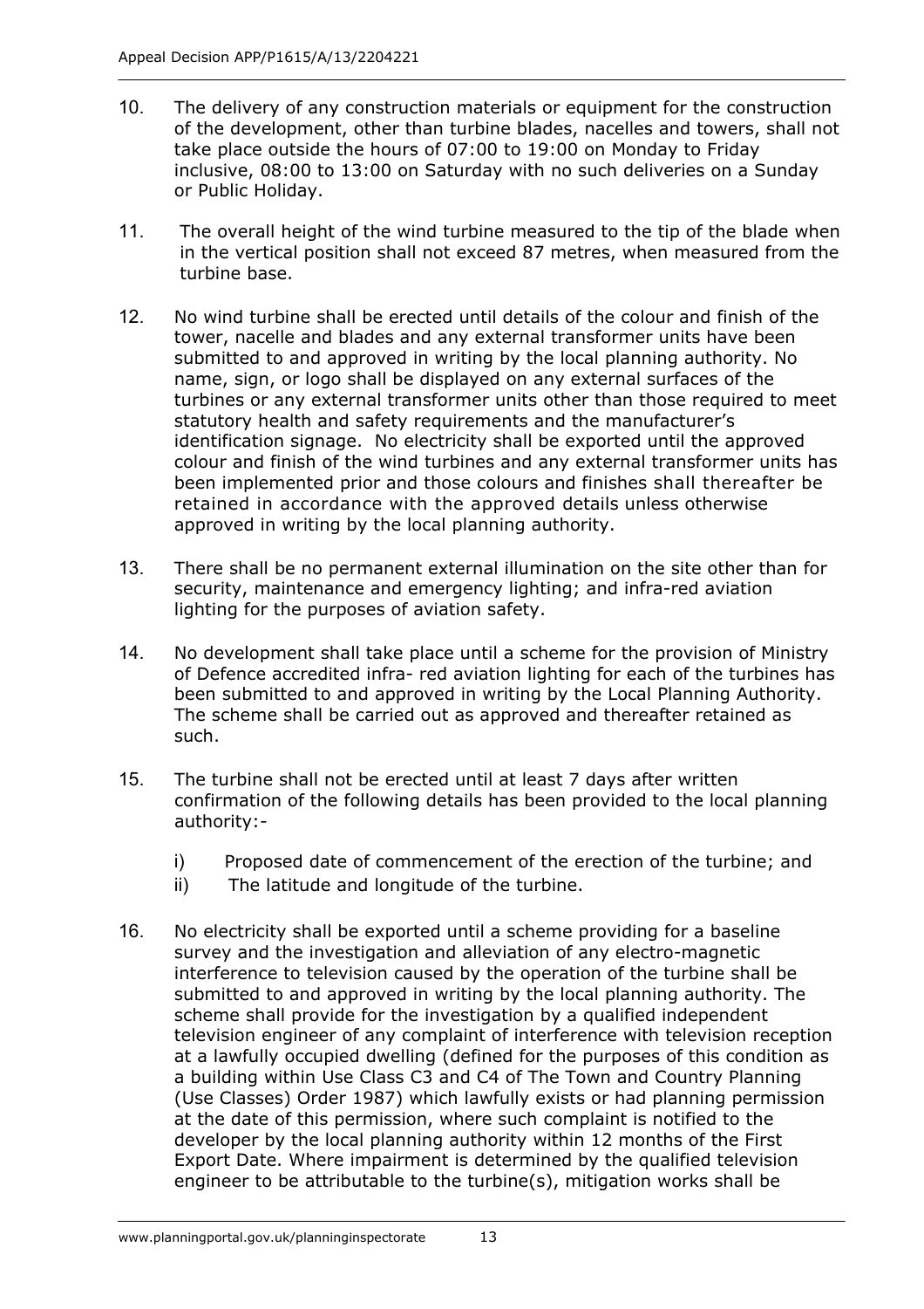10. The delivery of any construction materials or equipment for the construction of the development, other than turbine blades, nacelles and towers, shall not take place outside the hours of 07:00 to 19:00 on Monday to Friday inclusive, 08:00 to 13:00 on Saturday with no such deliveries on a Sunday or Public Holiday.

11. The overall height of the wind turbine measured to the tip of the blade when in the vertical position shall not exceed 87 metres, when measured from the turbine base.

12. No wind turbine shall be erected until details of the colour and finish of the tower, nacelle and blades and any external transformer units have been submitted to and approved in writing by the local planning authority. No name, sign, or logo shall be displayed on any external surfaces of the turbines or any external transformer units other than those required to meet statutory health and safety requirements and the manufacturer's identification signage. No electricity shall be exported until the approved colour and finish of the wind turbines and any external transformer units has been implemented prior and those colours and finishes shall thereafter be retained in accordance with the approved details unless otherwise approved in writing by the local planning authority.

13. There shall be no permanent external illumination on the site other than for security, maintenance and emergency lighting; and infra-red aviation lighting for the purposes of aviation safety.

14. No development shall take place until a scheme for the provision of Ministry of Defence accredited infra- red aviation lighting for each of the turbines has been submitted to and approved in writing by the Local Planning Authority. The scheme shall be carried out as approved and thereafter retained as such.

15. The turbine shall not be erected until at least 7 days after written confirmation of the following details has been provided to the local planning authority:-

    i) Proposed date of commencement of the erection of the turbine; and
    ii) The latitude and longitude of the turbine.

16. No electricity shall be exported until a scheme providing for a baseline survey and the investigation and alleviation of any electro-magnetic interference to television caused by the operation of the turbine shall be submitted to and approved in writing by the local planning authority. The scheme shall provide for the investigation by a qualified independent television engineer of any complaint of interference with television reception at a lawfully occupied dwelling (defined for the purposes of this condition as a building within Use Class C3 and C4 of The Town and Country Planning (Use Classes) Order 1987) which lawfully exists or had planning permission at the date of this permission, where such complaint is notified to the developer by the local planning authority within 12 months of the First Export Date. Where impairment is determined by the qualified television engineer to be attributable to the turbine(s), mitigation works shall be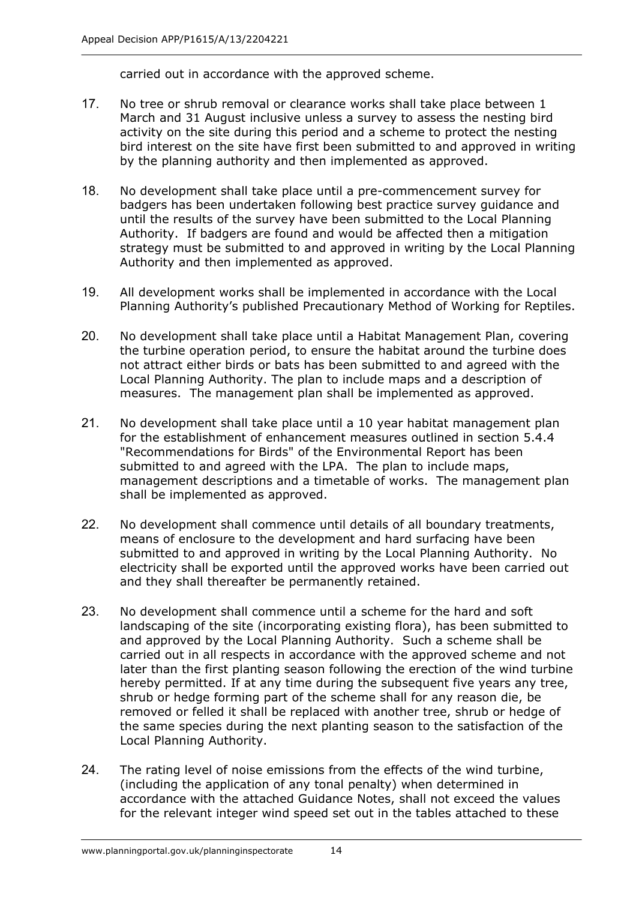carried out in accordance with the approved scheme.

17. No tree or shrub removal or clearance works shall take place between 1 March and 31 August inclusive unless a survey to assess the nesting bird activity on the site during this period and a scheme to protect the nesting bird interest on the site have first been submitted to and approved in writing by the planning authority and then implemented as approved.

18. No development shall take place until a pre-commencement survey for badgers has been undertaken following best practice survey guidance and until the results of the survey have been submitted to the Local Planning Authority. If badgers are found and would be affected then a mitigation strategy must be submitted to and approved in writing by the Local Planning Authority and then implemented as approved.

19. All development works shall be implemented in accordance with the Local Planning Authority's published Precautionary Method of Working for Reptiles.

20. No development shall take place until a Habitat Management Plan, covering the turbine operation period, to ensure the habitat around the turbine does not attract either birds or bats has been submitted to and agreed with the Local Planning Authority. The plan to include maps and a description of measures. The management plan shall be implemented as approved.

21. No development shall take place until a 10 year habitat management plan for the establishment of enhancement measures outlined in section 5.4.4 "Recommendations for Birds" of the Environmental Report has been submitted to and agreed with the LPA. The plan to include maps, management descriptions and a timetable of works. The management plan shall be implemented as approved.

22. No development shall commence until details of all boundary treatments, means of enclosure to the development and hard surfacing have been submitted to and approved in writing by the Local Planning Authority. No electricity shall be exported until the approved works have been carried out and they shall thereafter be permanently retained.

23. No development shall commence until a scheme for the hard and soft landscaping of the site (incorporating existing flora), has been submitted to and approved by the Local Planning Authority. Such a scheme shall be carried out in all respects in accordance with the approved scheme and not later than the first planting season following the erection of the wind turbine hereby permitted. If at any time during the subsequent five years any tree, shrub or hedge forming part of the scheme shall for any reason die, be removed or felled it shall be replaced with another tree, shrub or hedge of the same species during the next planting season to the satisfaction of the Local Planning Authority.

24. The rating level of noise emissions from the effects of the wind turbine, (including the application of any tonal penalty) when determined in accordance with the attached Guidance Notes, shall not exceed the values for the relevant integer wind speed set out in the tables attached to these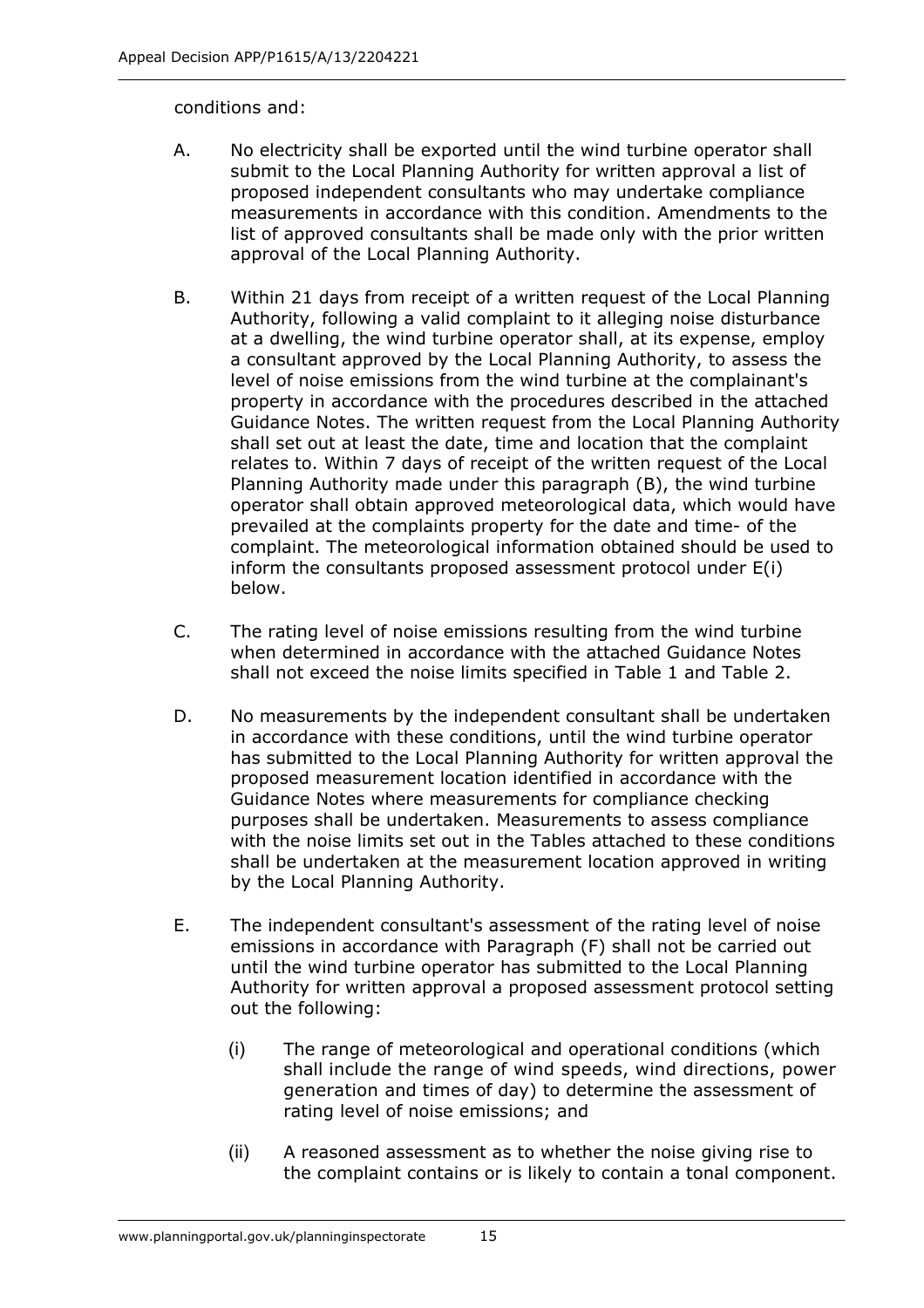conditions and:

A. No electricity shall be exported until the wind turbine operator shall submit to the Local Planning Authority for written approval a list of proposed independent consultants who may undertake compliance measurements in accordance with this condition. Amendments to the list of approved consultants shall be made only with the prior written approval of the Local Planning Authority.

B. Within 21 days from receipt of a written request of the Local Planning Authority, following a valid complaint to it alleging noise disturbance at a dwelling, the wind turbine operator shall, at its expense, employ a consultant approved by the Local Planning Authority, to assess the level of noise emissions from the wind turbine at the complainant's property in accordance with the procedures described in the attached Guidance Notes. The written request from the Local Planning Authority shall set out at least the date, time and location that the complaint relates to. Within 7 days of receipt of the written request of the Local Planning Authority made under this paragraph (B), the wind turbine operator shall obtain approved meteorological data, which would have prevailed at the complaints property for the date and time- of the complaint. The meteorological information obtained should be used to inform the consultants proposed assessment protocol under E(i) below.

C. The rating level of noise emissions resulting from the wind turbine when determined in accordance with the attached Guidance Notes shall not exceed the noise limits specified in Table 1 and Table 2.

D. No measurements by the independent consultant shall be undertaken in accordance with these conditions, until the wind turbine operator has submitted to the Local Planning Authority for written approval the proposed measurement location identified in accordance with the Guidance Notes where measurements for compliance checking purposes shall be undertaken. Measurements to assess compliance with the noise limits set out in the Tables attached to these conditions shall be undertaken at the measurement location approved in writing by the Local Planning Authority.

E. The independent consultant's assessment of the rating level of noise emissions in accordance with Paragraph (F) shall not be carried out until the wind turbine operator has submitted to the Local Planning Authority for written approval a proposed assessment protocol setting out the following:

   (i) The range of meteorological and operational conditions (which shall include the range of wind speeds, wind directions, power generation and times of day) to determine the assessment of rating level of noise emissions; and

   (ii) A reasoned assessment as to whether the noise giving rise to the complaint contains or is likely to contain a tonal component.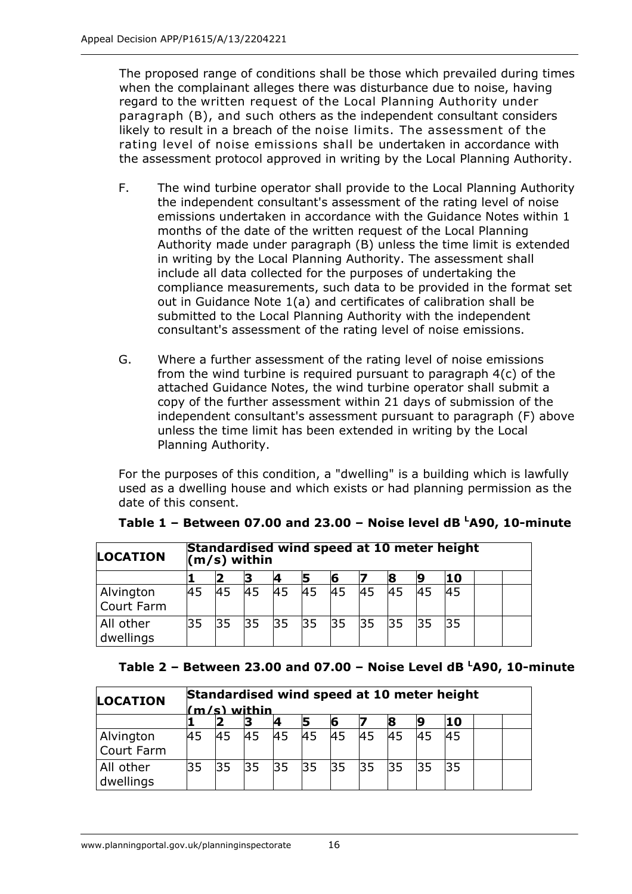The proposed range of conditions shall be those which prevailed during times when the complainant alleges there was disturbance due to noise, having regard to the written request of the Local Planning Authority under paragraph (B), and such others as the independent consultant considers likely to result in a breach of the noise limits. The assessment of the rating level of noise emissions shall be undertaken in accordance with the assessment protocol approved in writing by the Local Planning Authority.

F. The wind turbine operator shall provide to the Local Planning Authority the independent consultant's assessment of the rating level of noise emissions undertaken in accordance with the Guidance Notes within 1 months of the date of the written request of the Local Planning Authority made under paragraph (B) unless the time limit is extended in writing by the Local Planning Authority. The assessment shall include all data collected for the purposes of undertaking the compliance measurements, such data to be provided in the format set out in Guidance Note 1(a) and certificates of calibration shall be submitted to the Local Planning Authority with the independent consultant's assessment of the rating level of noise emissions.

G. Where a further assessment of the rating level of noise emissions from the wind turbine is required pursuant to paragraph 4(c) of the attached Guidance Notes, the wind turbine operator shall submit a copy of the further assessment within 21 days of submission of the independent consultant's assessment pursuant to paragraph (F) above unless the time limit has been extended in writing by the Local Planning Authority.

For the purposes of this condition, a "dwelling" is a building which is lawfully used as a dwelling house and which exists or had planning permission as the date of this consent.

**Table 1 – Between 07.00 and 23.00 – Noise level dB $^{L}$A90, 10-minute**

| LOCATION | Standardised wind speed at 10 meter height (m/s) within | | | | | | | | | | | |
|---|---|---|---|---|---|---|---|---|---|---|---|---|
| | 1 | 2 | 3 | 4 | 5 | 6 | 7 | 8 | 9 | 10 | | |
| Alvington Court Farm | 45 | 45 | 45 | 45 | 45 | 45 | 45 | 45 | 45 | 45 | | |
| All other dwellings | 35 | 35 | 35 | 35 | 35 | 35 | 35 | 35 | 35 | 35 | | |

**Table 2 – Between 23.00 and 07.00 – Noise Level dB $^{L}$A90, 10-minute**

| LOCATION | Standardised wind speed at 10 meter height (m/s) within | | | | | | | | | | | |
|---|---|---|---|---|---|---|---|---|---|---|---|---|
| | 1 | 2 | 3 | 4 | 5 | 6 | 7 | 8 | 9 | 10 | | |
| Alvington Court Farm | 45 | 45 | 45 | 45 | 45 | 45 | 45 | 45 | 45 | 45 | | |
| All other dwellings | 35 | 35 | 35 | 35 | 35 | 35 | 35 | 35 | 35 | 35 | | |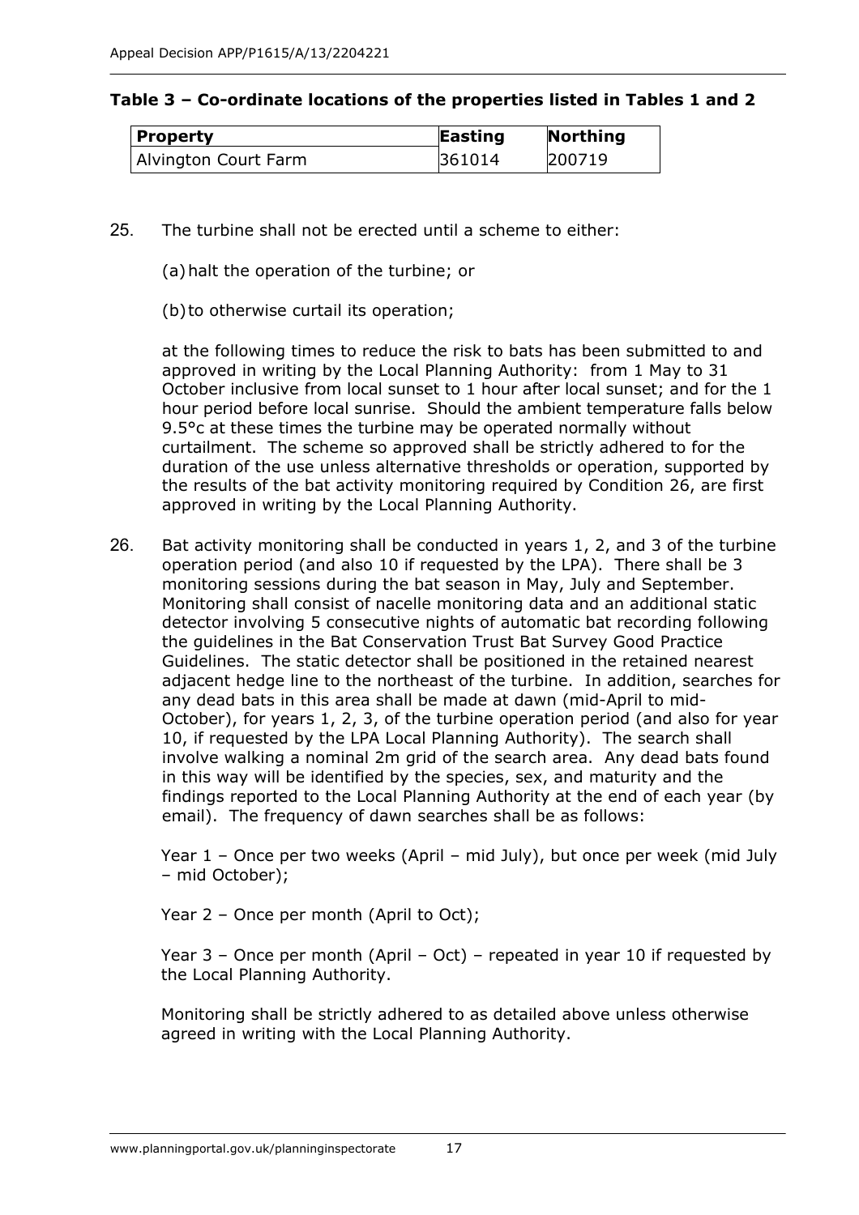**Table 3 – Co-ordinate locations of the properties listed in Tables 1 and 2**

| Property | Easting | Northing |
| --- | --- | --- |
| Alvington Court Farm | 361014 | 200719 |

25. The turbine shall not be erected until a scheme to either:

    (a) halt the operation of the turbine; or

    (b) to otherwise curtail its operation;

    at the following times to reduce the risk to bats has been submitted to and approved in writing by the Local Planning Authority: from 1 May to 31 October inclusive from local sunset to 1 hour after local sunset; and for the 1 hour period before local sunrise. Should the ambient temperature falls below 9.5°c at these times the turbine may be operated normally without curtailment. The scheme so approved shall be strictly adhered to for the duration of the use unless alternative thresholds or operation, supported by the results of the bat activity monitoring required by Condition 26, are first approved in writing by the Local Planning Authority.

26. Bat activity monitoring shall be conducted in years 1, 2, and 3 of the turbine operation period (and also 10 if requested by the LPA). There shall be 3 monitoring sessions during the bat season in May, July and September. Monitoring shall consist of nacelle monitoring data and an additional static detector involving 5 consecutive nights of automatic bat recording following the guidelines in the Bat Conservation Trust Bat Survey Good Practice Guidelines. The static detector shall be positioned in the retained nearest adjacent hedge line to the northeast of the turbine. In addition, searches for any dead bats in this area shall be made at dawn (mid-April to mid-October), for years 1, 2, 3, of the turbine operation period (and also for year 10, if requested by the LPA Local Planning Authority). The search shall involve walking a nominal 2m grid of the search area. Any dead bats found in this way will be identified by the species, sex, and maturity and the findings reported to the Local Planning Authority at the end of each year (by email). The frequency of dawn searches shall be as follows:

    Year 1 – Once per two weeks (April – mid July), but once per week (mid July – mid October);

    Year 2 – Once per month (April to Oct);

    Year 3 – Once per month (April – Oct) – repeated in year 10 if requested by the Local Planning Authority.

    Monitoring shall be strictly adhered to as detailed above unless otherwise agreed in writing with the Local Planning Authority.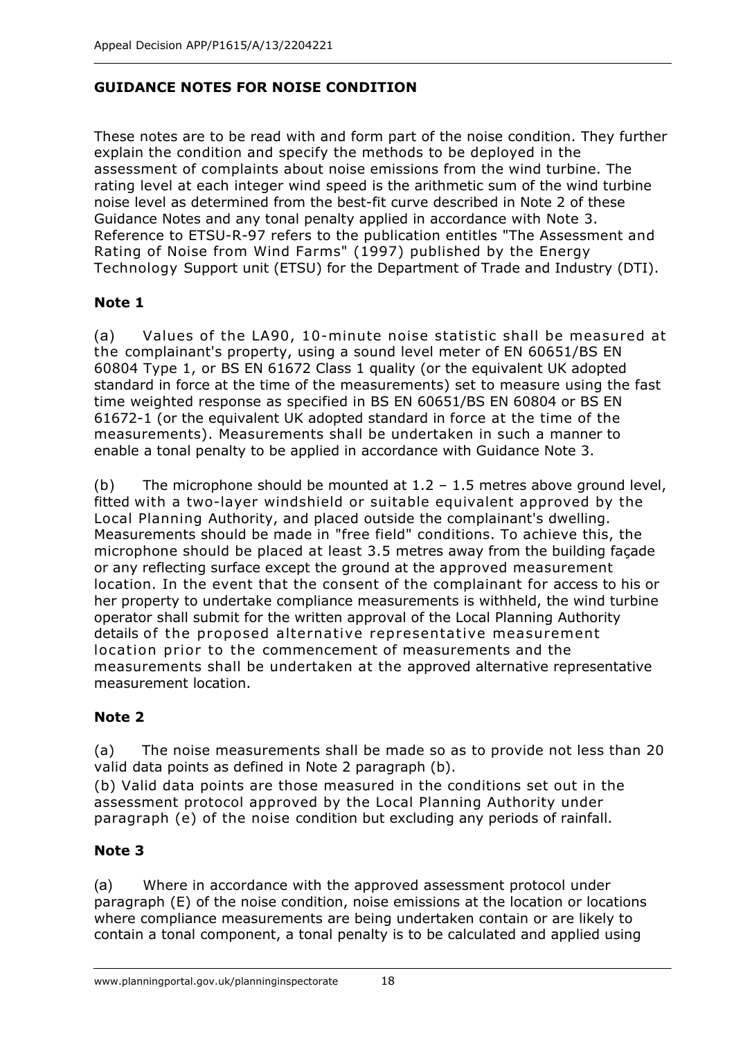## GUIDANCE NOTES FOR NOISE CONDITION

These notes are to be read with and form part of the noise condition. They further explain the condition and specify the methods to be deployed in the assessment of complaints about noise emissions from the wind turbine. The rating level at each integer wind speed is the arithmetic sum of the wind turbine noise level as determined from the best-fit curve described in Note 2 of these Guidance Notes and any tonal penalty applied in accordance with Note 3. Reference to ETSU-R-97 refers to the publication entitles "The Assessment and Rating of Noise from Wind Farms" (1997) published by the Energy Technology Support unit (ETSU) for the Department of Trade and Industry (DTI).

### Note 1

(a) Values of the LA90, 10-minute noise statistic shall be measured at the complainant's property, using a sound level meter of EN 60651/BS EN 60804 Type 1, or BS EN 61672 Class 1 quality (or the equivalent UK adopted standard in force at the time of the measurements) set to measure using the fast time weighted response as specified in BS EN 60651/BS EN 60804 or BS EN 61672-1 (or the equivalent UK adopted standard in force at the time of the measurements). Measurements shall be undertaken in such a manner to enable a tonal penalty to be applied in accordance with Guidance Note 3.

(b) The microphone should be mounted at 1.2 – 1.5 metres above ground level, fitted with a two-layer windshield or suitable equivalent approved by the Local Planning Authority, and placed outside the complainant's dwelling. Measurements should be made in "free field" conditions. To achieve this, the microphone should be placed at least 3.5 metres away from the building façade or any reflecting surface except the ground at the approved measurement location. In the event that the consent of the complainant for access to his or her property to undertake compliance measurements is withheld, the wind turbine operator shall submit for the written approval of the Local Planning Authority details of the proposed alternative representative measurement location prior to the commencement of measurements and the measurements shall be undertaken at the approved alternative representative measurement location.

### Note 2

(a) The noise measurements shall be made so as to provide not less than 20 valid data points as defined in Note 2 paragraph (b).

(b) Valid data points are those measured in the conditions set out in the assessment protocol approved by the Local Planning Authority under paragraph (e) of the noise condition but excluding any periods of rainfall.

### Note 3

(a) Where in accordance with the approved assessment protocol under paragraph (E) of the noise condition, noise emissions at the location or locations where compliance measurements are being undertaken contain or are likely to contain a tonal component, a tonal penalty is to be calculated and applied using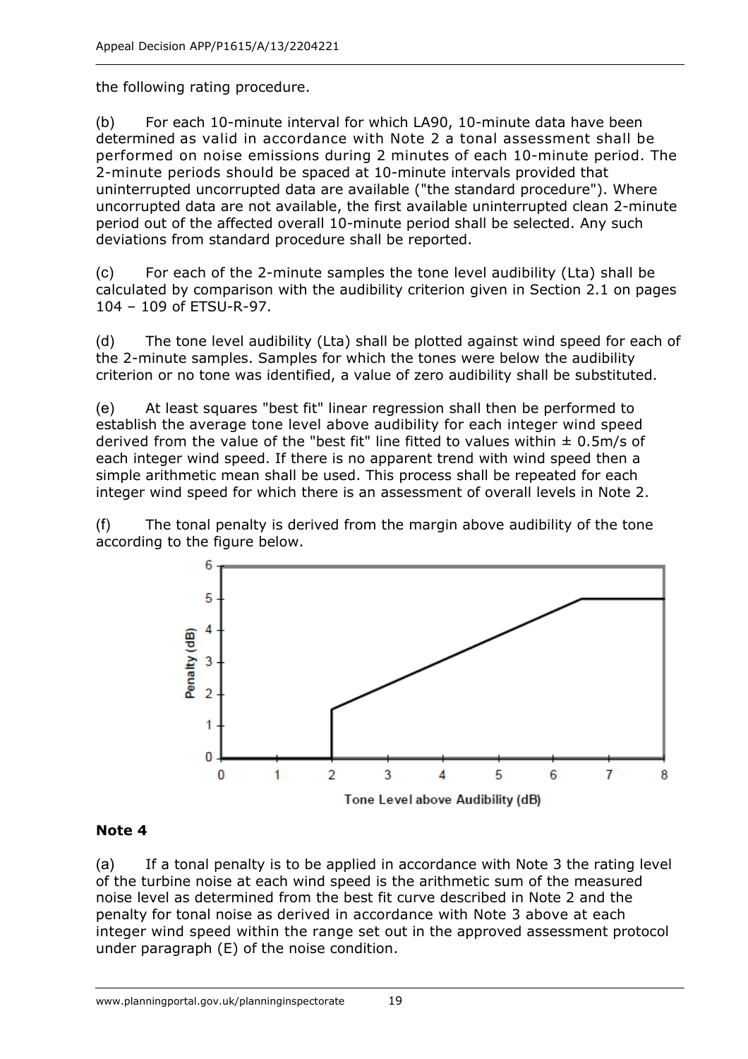the following rating procedure.

(b) For each 10-minute interval for which LA90, 10-minute data have been determined as valid in accordance with Note 2 a tonal assessment shall be performed on noise emissions during 2 minutes of each 10-minute period. The 2-minute periods should be spaced at 10-minute intervals provided that uninterrupted uncorrupted data are available ("the standard procedure"). Where uncorrupted data are not available, the first available uninterrupted clean 2-minute period out of the affected overall 10-minute period shall be selected. Any such deviations from standard procedure shall be reported.

(c) For each of the 2-minute samples the tone level audibility (Lta) shall be calculated by comparison with the audibility criterion given in Section 2.1 on pages 104 – 109 of ETSU-R-97.

(d) The tone level audibility (Lta) shall be plotted against wind speed for each of the 2-minute samples. Samples for which the tones were below the audibility criterion or no tone was identified, a value of zero audibility shall be substituted.

(e) At least squares "best fit" linear regression shall then be performed to establish the average tone level above audibility for each integer wind speed derived from the value of the "best fit" line fitted to values within ± 0.5m/s of each integer wind speed. If there is no apparent trend with wind speed then a simple arithmetic mean shall be used. This process shall be repeated for each integer wind speed for which there is an assessment of overall levels in Note 2.

(f) The tonal penalty is derived from the margin above audibility of the tone according to the figure below.

### Note 4

(a) If a tonal penalty is to be applied in accordance with Note 3 the rating level of the turbine noise at each wind speed is the arithmetic sum of the measured noise level as determined from the best fit curve described in Note 2 and the penalty for tonal noise as derived in accordance with Note 3 above at each integer wind speed within the range set out in the approved assessment protocol under paragraph (E) of the noise condition.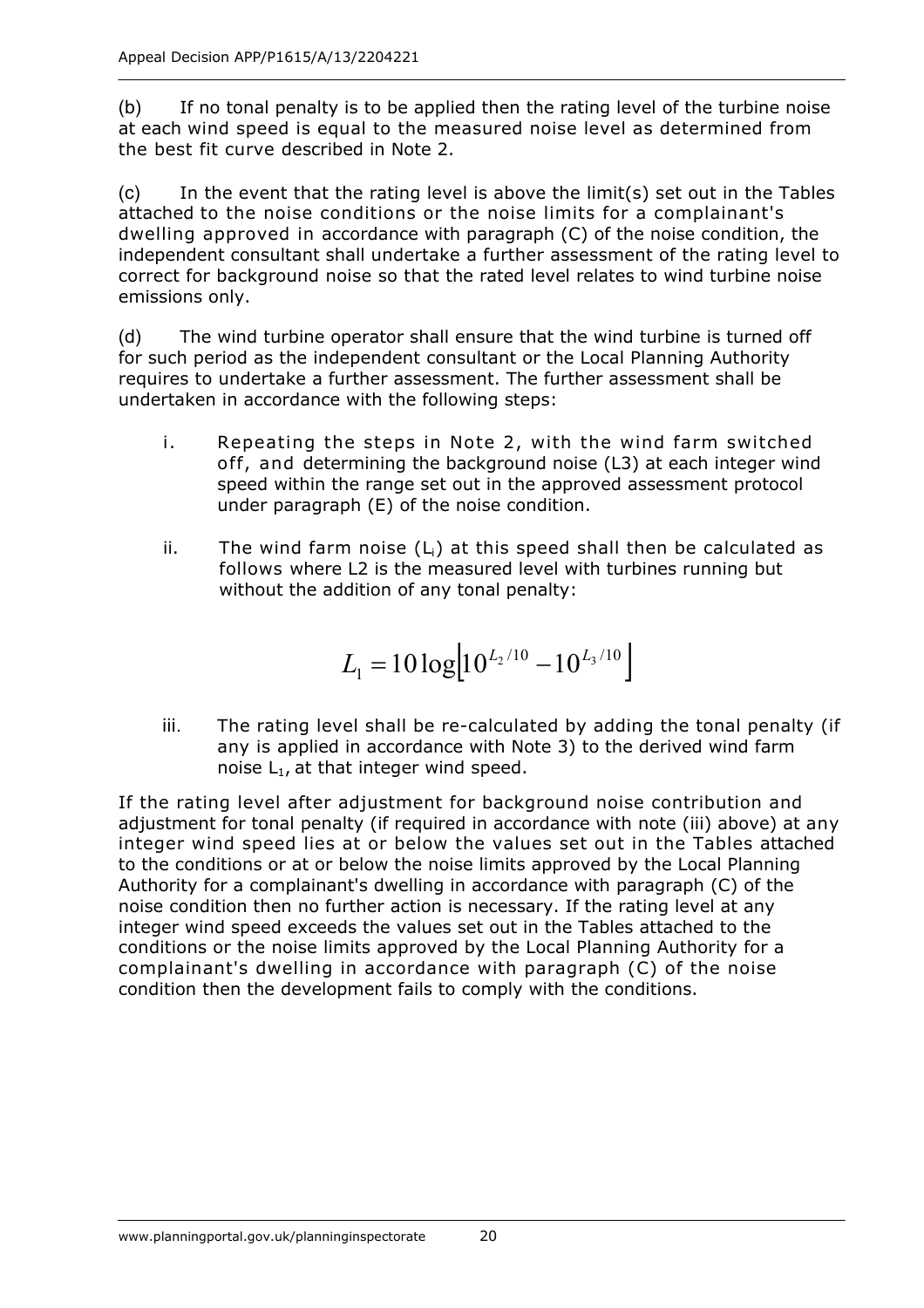(b) If no tonal penalty is to be applied then the rating level of the turbine noise at each wind speed is equal to the measured noise level as determined from the best fit curve described in Note 2.

(c) In the event that the rating level is above the limit(s) set out in the Tables attached to the noise conditions or the noise limits for a complainant's dwelling approved in accordance with paragraph (C) of the noise condition, the independent consultant shall undertake a further assessment of the rating level to correct for background noise so that the rated level relates to wind turbine noise emissions only.

(d) The wind turbine operator shall ensure that the wind turbine is turned off for such period as the independent consultant or the Local Planning Authority requires to undertake a further assessment. The further assessment shall be undertaken in accordance with the following steps:

i. Repeating the steps in Note 2, with the wind farm switched off, and determining the background noise (L3) at each integer wind speed within the range set out in the approved assessment protocol under paragraph (E) of the noise condition.

ii. The wind farm noise ($L_i$) at this speed shall then be calculated as follows where L2 is the measured level with turbines running but without the addition of any tonal penalty:

$$L_1 = 10\log\left[10^{L_2/10} - 10^{L_3/10}\right]$$

iii. The rating level shall be re-calculated by adding the tonal penalty (if any is applied in accordance with Note 3) to the derived wind farm noise $L_1$, at that integer wind speed.

If the rating level after adjustment for background noise contribution and adjustment for tonal penalty (if required in accordance with note (iii) above) at any integer wind speed lies at or below the values set out in the Tables attached to the conditions or at or below the noise limits approved by the Local Planning Authority for a complainant's dwelling in accordance with paragraph (C) of the noise condition then no further action is necessary. If the rating level at any integer wind speed exceeds the values set out in the Tables attached to the conditions or the noise limits approved by the Local Planning Authority for a complainant's dwelling in accordance with paragraph (C) of the noise condition then the development fails to comply with the conditions.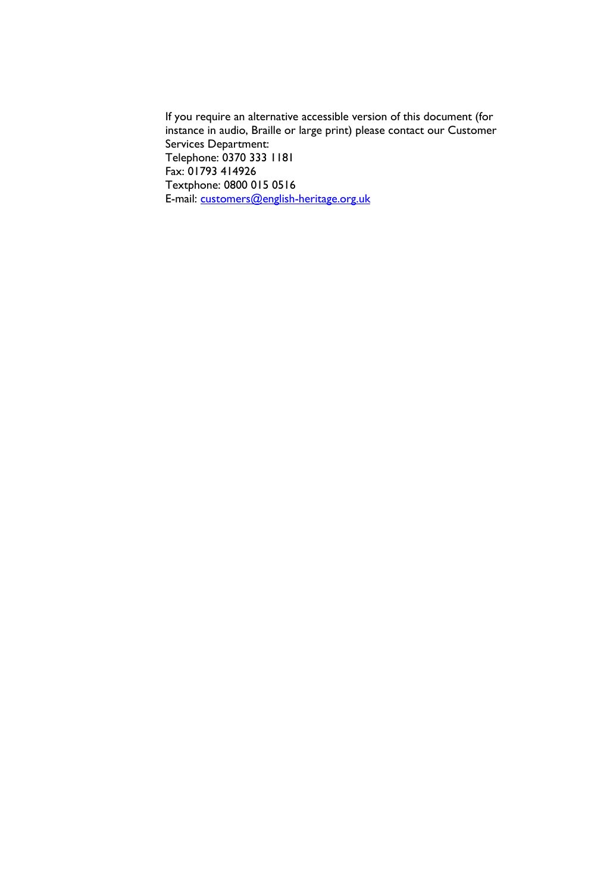If you require an alternative accessible version of this document (for instance in audio, Braille or large print) please contact our Customer Services Department:
Telephone: 0370 333 1181
Fax: 01793 414926
Textphone: 0800 015 0516
E-mail: customers@english-heritage.org.uk